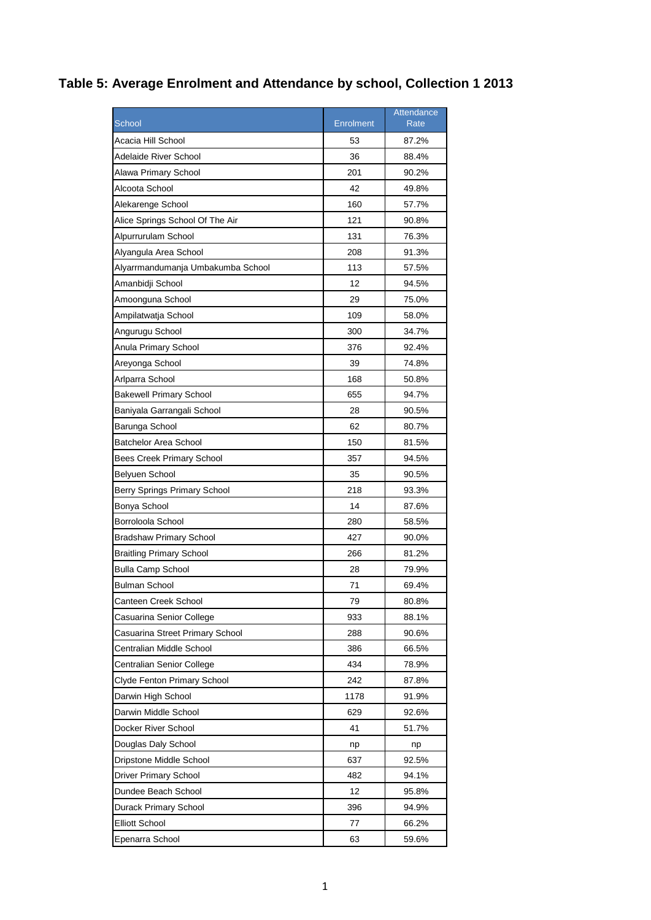# Table 5: Average Enrolment and Attendance by school, Collection 1 2013

| School | Enrolment | Attendance Rate |
|---|---|---|
| Acacia Hill School | 53 | 87.2% |
| Adelaide River School | 36 | 88.4% |
| Alawa Primary School | 201 | 90.2% |
| Alcoota School | 42 | 49.8% |
| Alekarenge School | 160 | 57.7% |
| Alice Springs School Of The Air | 121 | 90.8% |
| Alpurrurulam School | 131 | 76.3% |
| Alyangula Area School | 208 | 91.3% |
| Alyarrmandumanja Umbakumba School | 113 | 57.5% |
| Amanbidji School | 12 | 94.5% |
| Amoonguna School | 29 | 75.0% |
| Ampilatwatja School | 109 | 58.0% |
| Angurugu School | 300 | 34.7% |
| Anula Primary School | 376 | 92.4% |
| Areyonga School | 39 | 74.8% |
| Arlparra School | 168 | 50.8% |
| Bakewell Primary School | 655 | 94.7% |
| Baniyala Garrangali School | 28 | 90.5% |
| Barunga School | 62 | 80.7% |
| Batchelor Area School | 150 | 81.5% |
| Bees Creek Primary School | 357 | 94.5% |
| Belyuen School | 35 | 90.5% |
| Berry Springs Primary School | 218 | 93.3% |
| Bonya School | 14 | 87.6% |
| Borroloola School | 280 | 58.5% |
| Bradshaw Primary School | 427 | 90.0% |
| Braitling Primary School | 266 | 81.2% |
| Bulla Camp School | 28 | 79.9% |
| Bulman School | 71 | 69.4% |
| Canteen Creek School | 79 | 80.8% |
| Casuarina Senior College | 933 | 88.1% |
| Casuarina Street Primary School | 288 | 90.6% |
| Centralian Middle School | 386 | 66.5% |
| Centralian Senior College | 434 | 78.9% |
| Clyde Fenton Primary School | 242 | 87.8% |
| Darwin High School | 1178 | 91.9% |
| Darwin Middle School | 629 | 92.6% |
| Docker River School | 41 | 51.7% |
| Douglas Daly School | np | np |
| Dripstone Middle School | 637 | 92.5% |
| Driver Primary School | 482 | 94.1% |
| Dundee Beach School | 12 | 95.8% |
| Durack Primary School | 396 | 94.9% |
| Elliott School | 77 | 66.2% |
| Epenarra School | 63 | 59.6% |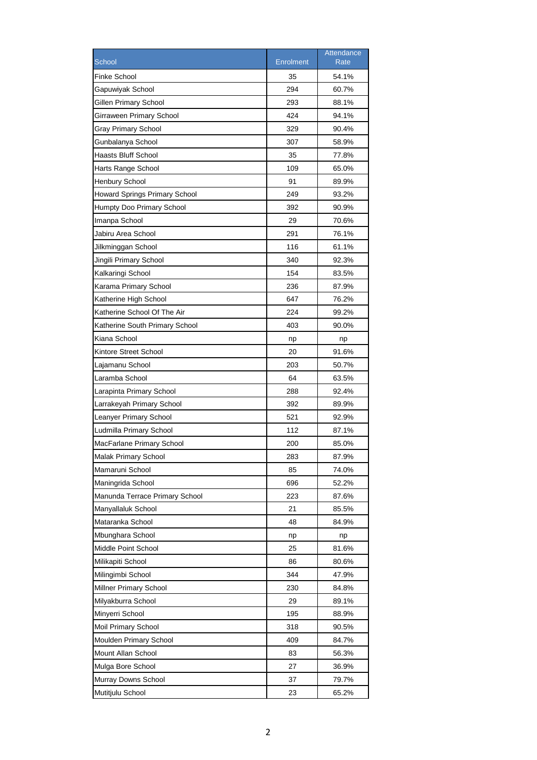| School | Enrolment | Attendance Rate |
|---|---|---|
| Finke School | 35 | 54.1% |
| Gapuwiyak School | 294 | 60.7% |
| Gillen Primary School | 293 | 88.1% |
| Girraween Primary School | 424 | 94.1% |
| Gray Primary School | 329 | 90.4% |
| Gunbalanya School | 307 | 58.9% |
| Haasts Bluff School | 35 | 77.8% |
| Harts Range School | 109 | 65.0% |
| Henbury School | 91 | 89.9% |
| Howard Springs Primary School | 249 | 93.2% |
| Humpty Doo Primary School | 392 | 90.9% |
| Imanpa School | 29 | 70.6% |
| Jabiru Area School | 291 | 76.1% |
| Jilkminggan School | 116 | 61.1% |
| Jingili Primary School | 340 | 92.3% |
| Kalkaringi School | 154 | 83.5% |
| Karama Primary School | 236 | 87.9% |
| Katherine High School | 647 | 76.2% |
| Katherine School Of The Air | 224 | 99.2% |
| Katherine South Primary School | 403 | 90.0% |
| Kiana School | np | np |
| Kintore Street School | 20 | 91.6% |
| Lajamanu School | 203 | 50.7% |
| Laramba School | 64 | 63.5% |
| Larapinta Primary School | 288 | 92.4% |
| Larrakeyah Primary School | 392 | 89.9% |
| Leanyer Primary School | 521 | 92.9% |
| Ludmilla Primary School | 112 | 87.1% |
| MacFarlane Primary School | 200 | 85.0% |
| Malak Primary School | 283 | 87.9% |
| Mamaruni School | 85 | 74.0% |
| Maningrida School | 696 | 52.2% |
| Manunda Terrace Primary School | 223 | 87.6% |
| Manyallaluk School | 21 | 85.5% |
| Mataranka School | 48 | 84.9% |
| Mbunghara School | np | np |
| Middle Point School | 25 | 81.6% |
| Milikapiti School | 86 | 80.6% |
| Milingimbi School | 344 | 47.9% |
| Millner Primary School | 230 | 84.8% |
| Milyakburra School | 29 | 89.1% |
| Minyerri School | 195 | 88.9% |
| Moil Primary School | 318 | 90.5% |
| Moulden Primary School | 409 | 84.7% |
| Mount Allan School | 83 | 56.3% |
| Mulga Bore School | 27 | 36.9% |
| Murray Downs School | 37 | 79.7% |
| Mutitjulu School | 23 | 65.2% |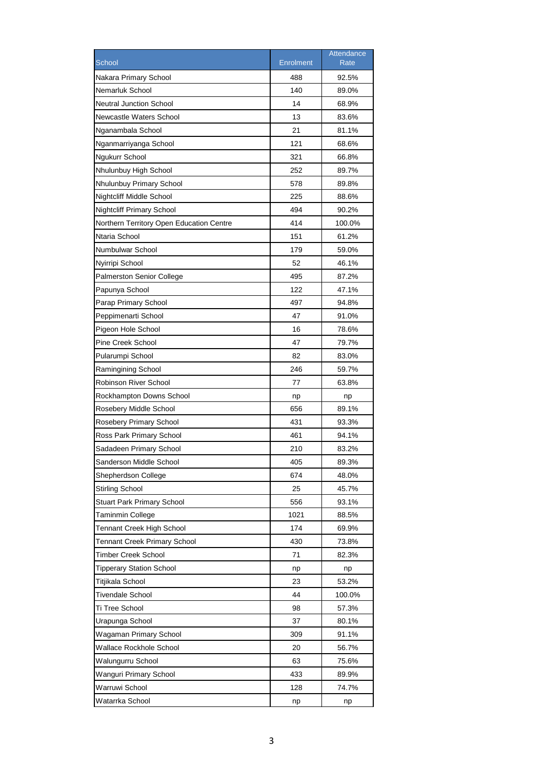| School | Enrolment | Attendance Rate |
|---|---|---|
| Nakara Primary School | 488 | 92.5% |
| Nemarluk School | 140 | 89.0% |
| Neutral Junction School | 14 | 68.9% |
| Newcastle Waters School | 13 | 83.6% |
| Nganambala School | 21 | 81.1% |
| Nganmarriyanga School | 121 | 68.6% |
| Ngukurr School | 321 | 66.8% |
| Nhulunbuy High School | 252 | 89.7% |
| Nhulunbuy Primary School | 578 | 89.8% |
| Nightcliff Middle School | 225 | 88.6% |
| Nightcliff Primary School | 494 | 90.2% |
| Northern Territory Open Education Centre | 414 | 100.0% |
| Ntaria School | 151 | 61.2% |
| Numbulwar School | 179 | 59.0% |
| Nyirripi School | 52 | 46.1% |
| Palmerston Senior College | 495 | 87.2% |
| Papunya School | 122 | 47.1% |
| Parap Primary School | 497 | 94.8% |
| Peppimenarti School | 47 | 91.0% |
| Pigeon Hole School | 16 | 78.6% |
| Pine Creek School | 47 | 79.7% |
| Pularumpi School | 82 | 83.0% |
| Ramingining School | 246 | 59.7% |
| Robinson River School | 77 | 63.8% |
| Rockhampton Downs School | np | np |
| Rosebery Middle School | 656 | 89.1% |
| Rosebery Primary School | 431 | 93.3% |
| Ross Park Primary School | 461 | 94.1% |
| Sadadeen Primary School | 210 | 83.2% |
| Sanderson Middle School | 405 | 89.3% |
| Shepherdson College | 674 | 48.0% |
| Stirling School | 25 | 45.7% |
| Stuart Park Primary School | 556 | 93.1% |
| Taminmin College | 1021 | 88.5% |
| Tennant Creek High School | 174 | 69.9% |
| Tennant Creek Primary School | 430 | 73.8% |
| Timber Creek School | 71 | 82.3% |
| Tipperary Station School | np | np |
| Titjikala School | 23 | 53.2% |
| Tivendale School | 44 | 100.0% |
| Ti Tree School | 98 | 57.3% |
| Urapunga School | 37 | 80.1% |
| Wagaman Primary School | 309 | 91.1% |
| Wallace Rockhole School | 20 | 56.7% |
| Walungurru School | 63 | 75.6% |
| Wanguri Primary School | 433 | 89.9% |
| Warruwi School | 128 | 74.7% |
| Watarrka School | np | np |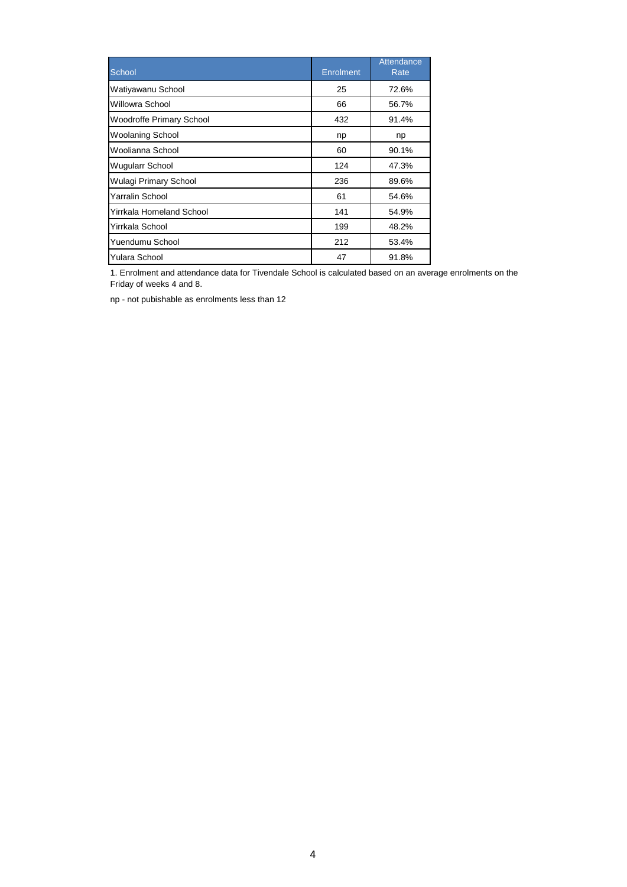| School | Enrolment | Attendance Rate |
|---|---|---|
| Watiyawanu School | 25 | 72.6% |
| Willowra School | 66 | 56.7% |
| Woodroffe Primary School | 432 | 91.4% |
| Woolaning School | np | np |
| Woolianna School | 60 | 90.1% |
| Wugularr School | 124 | 47.3% |
| Wulagi Primary School | 236 | 89.6% |
| Yarralin School | 61 | 54.6% |
| Yirrkala Homeland School | 141 | 54.9% |
| Yirrkala School | 199 | 48.2% |
| Yuendumu School | 212 | 53.4% |
| Yulara School | 47 | 91.8% |

1. Enrolment and attendance data for Tivendale School is calculated based on an average enrolments on the Friday of weeks 4 and 8.

np - not pubishable as enrolments less than 12